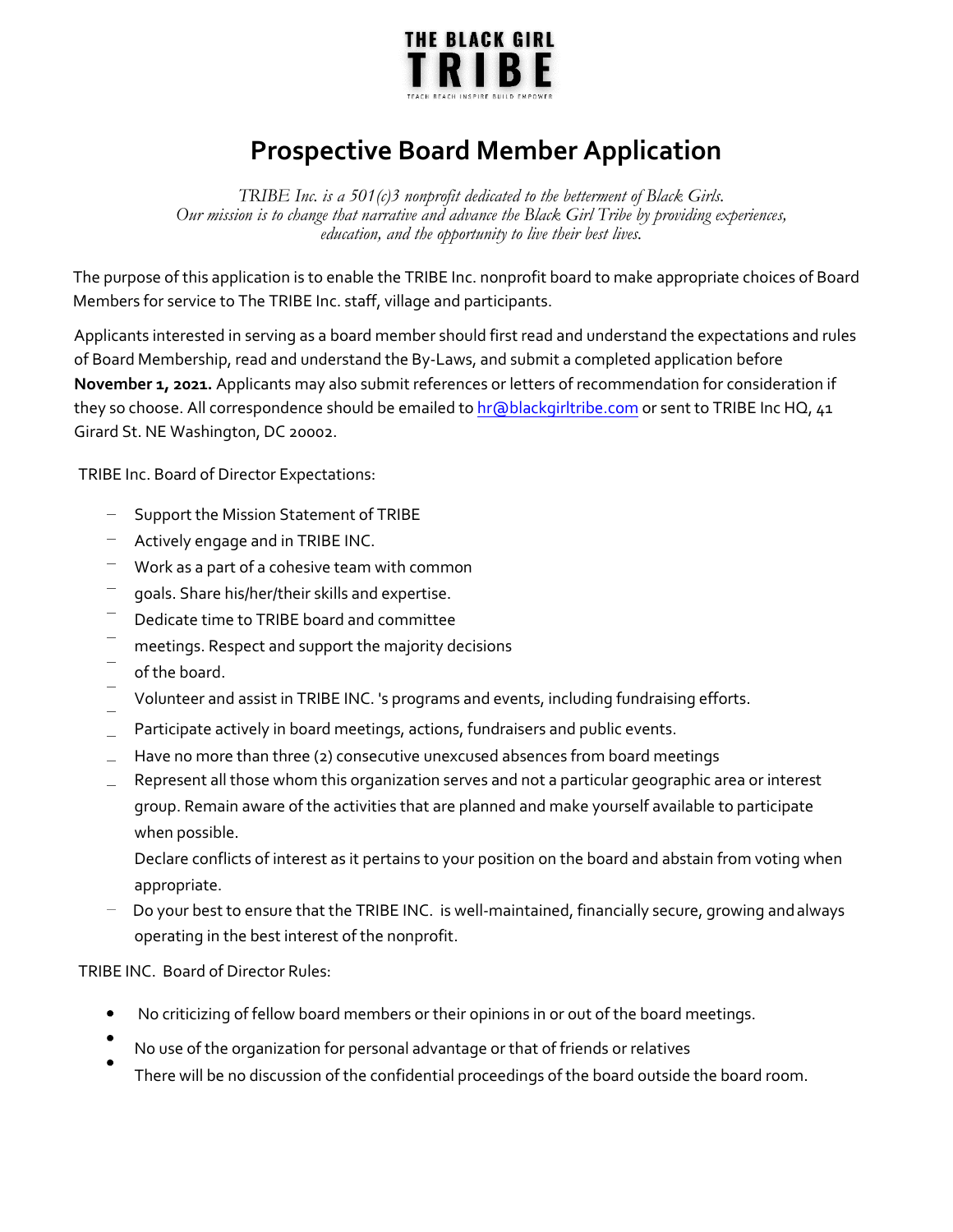THE BLACK GIRL

TRIBE

TEACH REACH INSPIRE BUILD EMPOWER

# Prospective Board Member Application

*TRIBE Inc. is a 501(c)3 nonprofit dedicated to the betterment of Black Girls.*
*Our mission is to change that narrative and advance the Black Girl Tribe by providing experiences, education, and the opportunity to live their best lives.*

The purpose of this application is to enable the TRIBE Inc. nonprofit board to make appropriate choices of Board Members for service to The TRIBE Inc. staff, village and participants.

Applicants interested in serving as a board member should first read and understand the expectations and rules of Board Membership, read and understand the By-Laws, and submit a completed application before **November 1, 2021.** Applicants may also submit references or letters of recommendation for consideration if they so choose. All correspondence should be emailed to hr@blackgirltribe.com or sent to TRIBE Inc HQ, 41 Girard St. NE Washington, DC 20002.

TRIBE Inc. Board of Director Expectations:

- Support the Mission Statement of TRIBE
- Actively engage and in TRIBE INC.
- Work as a part of a cohesive team with common goals. Share his/her/their skills and expertise.
- Dedicate time to TRIBE board and committee meetings. Respect and support the majority decisions of the board.
- Volunteer and assist in TRIBE INC. 's programs and events, including fundraising efforts.
- Participate actively in board meetings, actions, fundraisers and public events.
- Have no more than three (2) consecutive unexcused absences from board meetings
- Represent all those whom this organization serves and not a particular geographic area or interest group. Remain aware of the activities that are planned and make yourself available to participate when possible.
- Declare conflicts of interest as it pertains to your position on the board and abstain from voting when appropriate.
- Do your best to ensure that the TRIBE INC. is well-maintained, financially secure, growing and always operating in the best interest of the nonprofit.

TRIBE INC. Board of Director Rules:

- No criticizing of fellow board members or their opinions in or out of the board meetings.
- No use of the organization for personal advantage or that of friends or relatives
- There will be no discussion of the confidential proceedings of the board outside the board room.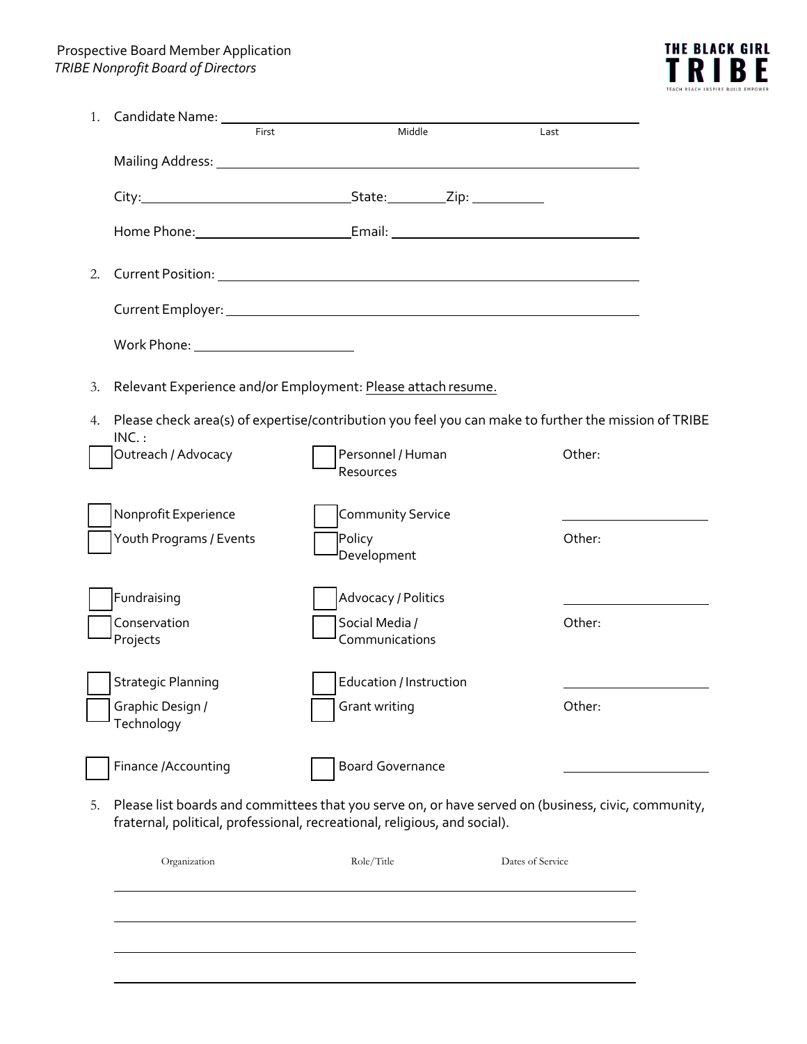Prospective Board Member Application
*TRIBE Nonprofit Board of Directors*

THE BLACK GIRL TRIBE
TEACH REACH INSPIRE BUILD EMPOWER

1. Candidate Name: ______________________________________________
   First Middle Last

   Mailing Address: ______________________________________________

   City: ______________________ State: ________ Zip: __________

   Home Phone: ____________________ Email: ______________________________

2. Current Position: ______________________________________________

   Current Employer: ______________________________________________

   Work Phone: ____________________

3. Relevant Experience and/or Employment: Please attach resume.

4. Please check area(s) of expertise/contribution you feel you can make to further the mission of TRIBE INC. :

- ☐ Outreach / Advocacy
- ☐ Personnel / Human Resources
- Other: ____________________
- ☐ Nonprofit Experience
- ☐ Community Service
- ☐ Youth Programs / Events
- ☐ Policy Development
- Other: ____________________
- ☐ Fundraising
- ☐ Advocacy / Politics
- ☐ Conservation Projects
- ☐ Social Media / Communications
- Other: ____________________
- ☐ Strategic Planning
- ☐ Education / Instruction
- ☐ Graphic Design / Technology
- ☐ Grant writing
- Other: ____________________
- ☐ Finance /Accounting
- ☐ Board Governance

5. Please list boards and committees that you serve on, or have served on (business, civic, community, fraternal, political, professional, recreational, religious, and social).

| Organization | Role/Title | Dates of Service |
| --- | --- | --- |
| | | |
| | | |
| | | |
| | | |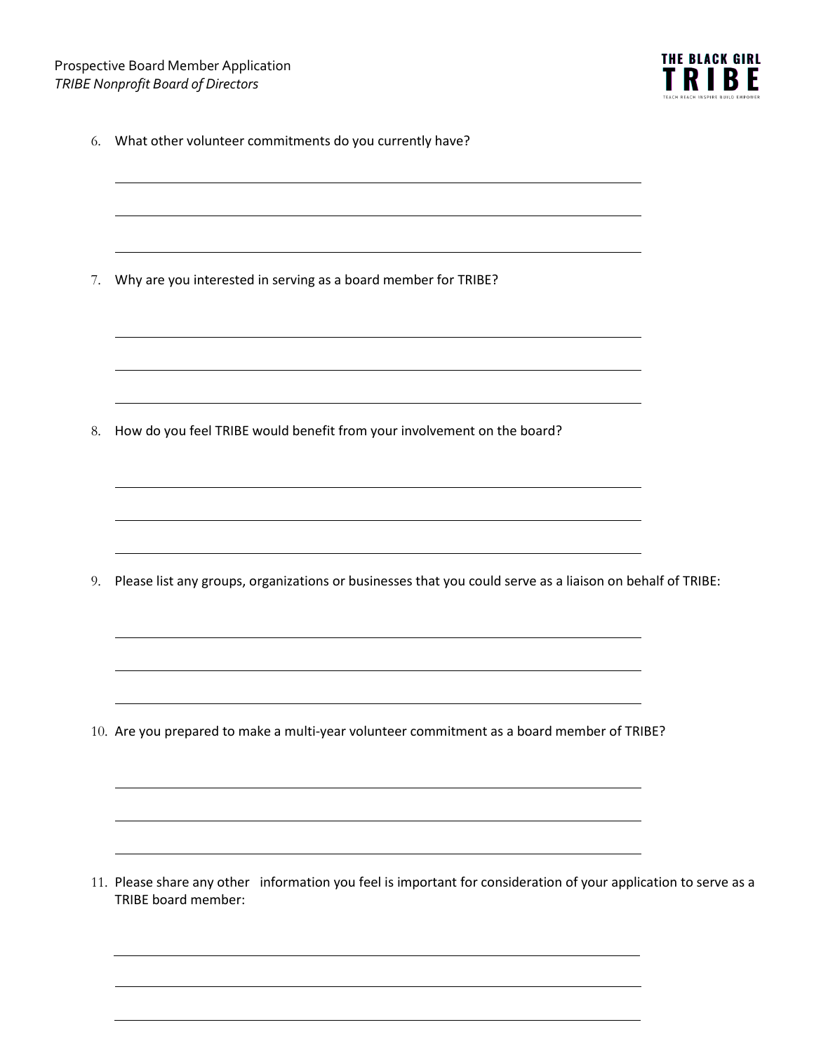6. What other volunteer commitments do you currently have?

7. Why are you interested in serving as a board member for TRIBE?

8. How do you feel TRIBE would benefit from your involvement on the board?

9. Please list any groups, organizations or businesses that you could serve as a liaison on behalf of TRIBE:

10. Are you prepared to make a multi-year volunteer commitment as a board member of TRIBE?

11. Please share any other information you feel is important for consideration of your application to serve as a TRIBE board member: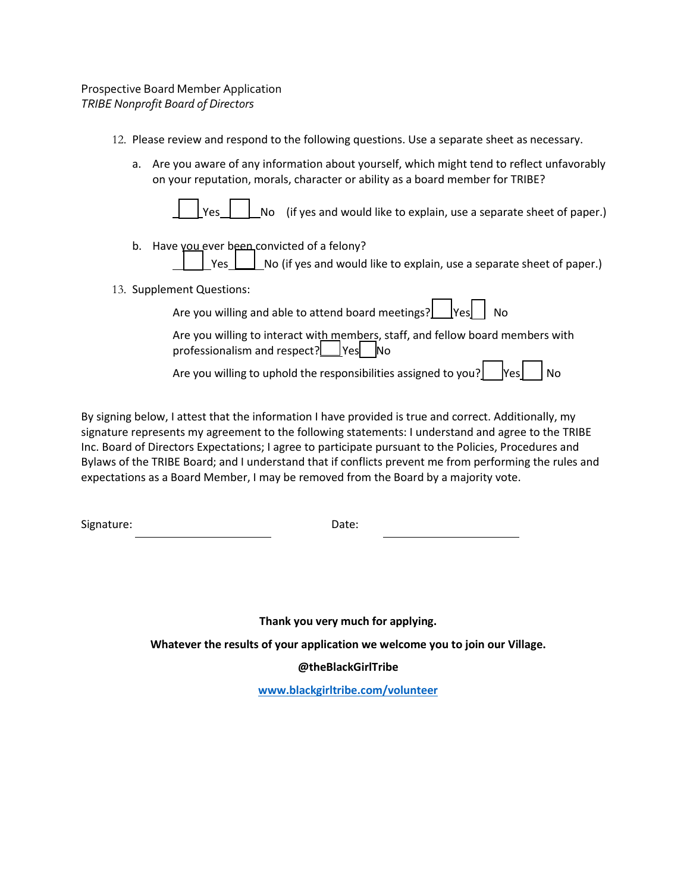Prospective Board Member Application
*TRIBE Nonprofit Board of Directors*

12. Please review and respond to the following questions. Use a separate sheet as necessary.

    a. Are you aware of any information about yourself, which might tend to reflect unfavorably on your reputation, morals, character or ability as a board member for TRIBE?

    ☐ Yes ☐ No (if yes and would like to explain, use a separate sheet of paper.)

    b. Have you ever been convicted of a felony?

    ☐ Yes ☐ No (if yes and would like to explain, use a separate sheet of paper.)

13. Supplement Questions:

    Are you willing and able to attend board meetings? ☐ Yes ☐ No

    Are you willing to interact with members, staff, and fellow board members with professionalism and respect? ☐ Yes ☐ No

    Are you willing to uphold the responsibilities assigned to you? ☐ Yes ☐ No

By signing below, I attest that the information I have provided is true and correct. Additionally, my signature represents my agreement to the following statements: I understand and agree to the TRIBE Inc. Board of Directors Expectations; I agree to participate pursuant to the Policies, Procedures and Bylaws of the TRIBE Board; and I understand that if conflicts prevent me from performing the rules and expectations as a Board Member, I may be removed from the Board by a majority vote.

Signature: ____________________ Date: ____________________

**Thank you very much for applying.**

**Whatever the results of your application we welcome you to join our Village.**

**@theBlackGirlTribe**

**www.blackgirltribe.com/volunteer**